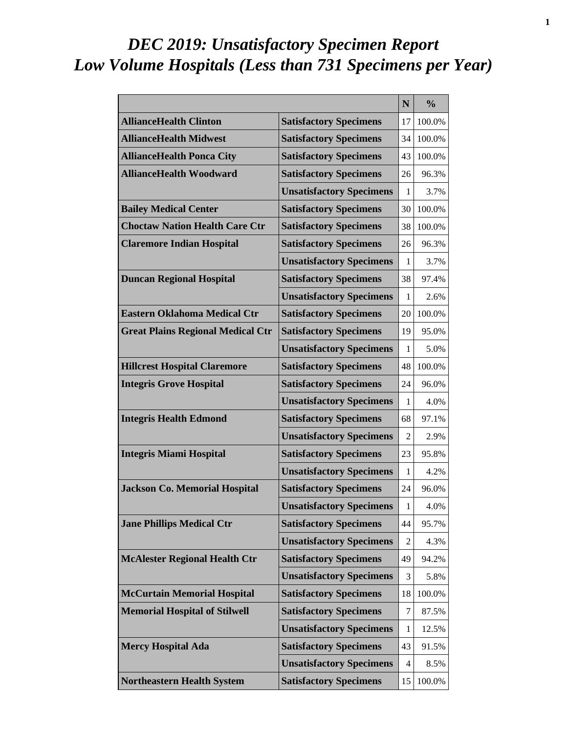# *DEC 2019: Unsatisfactory Specimen Report*
# *Low Volume Hospitals (Less than 731 Specimens per Year)*

| | | N | % |
|---|---|---|---|
| **AllianceHealth Clinton** | **Satisfactory Specimens** | 17 | 100.0% |
| **AllianceHealth Midwest** | **Satisfactory Specimens** | 34 | 100.0% |
| **AllianceHealth Ponca City** | **Satisfactory Specimens** | 43 | 100.0% |
| **AllianceHealth Woodward** | **Satisfactory Specimens** | 26 | 96.3% |
| | **Unsatisfactory Specimens** | 1 | 3.7% |
| **Bailey Medical Center** | **Satisfactory Specimens** | 30 | 100.0% |
| **Choctaw Nation Health Care Ctr** | **Satisfactory Specimens** | 38 | 100.0% |
| **Claremore Indian Hospital** | **Satisfactory Specimens** | 26 | 96.3% |
| | **Unsatisfactory Specimens** | 1 | 3.7% |
| **Duncan Regional Hospital** | **Satisfactory Specimens** | 38 | 97.4% |
| | **Unsatisfactory Specimens** | 1 | 2.6% |
| **Eastern Oklahoma Medical Ctr** | **Satisfactory Specimens** | 20 | 100.0% |
| **Great Plains Regional Medical Ctr** | **Satisfactory Specimens** | 19 | 95.0% |
| | **Unsatisfactory Specimens** | 1 | 5.0% |
| **Hillcrest Hospital Claremore** | **Satisfactory Specimens** | 48 | 100.0% |
| **Integris Grove Hospital** | **Satisfactory Specimens** | 24 | 96.0% |
| | **Unsatisfactory Specimens** | 1 | 4.0% |
| **Integris Health Edmond** | **Satisfactory Specimens** | 68 | 97.1% |
| | **Unsatisfactory Specimens** | 2 | 2.9% |
| **Integris Miami Hospital** | **Satisfactory Specimens** | 23 | 95.8% |
| | **Unsatisfactory Specimens** | 1 | 4.2% |
| **Jackson Co. Memorial Hospital** | **Satisfactory Specimens** | 24 | 96.0% |
| | **Unsatisfactory Specimens** | 1 | 4.0% |
| **Jane Phillips Medical Ctr** | **Satisfactory Specimens** | 44 | 95.7% |
| | **Unsatisfactory Specimens** | 2 | 4.3% |
| **McAlester Regional Health Ctr** | **Satisfactory Specimens** | 49 | 94.2% |
| | **Unsatisfactory Specimens** | 3 | 5.8% |
| **McCurtain Memorial Hospital** | **Satisfactory Specimens** | 18 | 100.0% |
| **Memorial Hospital of Stilwell** | **Satisfactory Specimens** | 7 | 87.5% |
| | **Unsatisfactory Specimens** | 1 | 12.5% |
| **Mercy Hospital Ada** | **Satisfactory Specimens** | 43 | 91.5% |
| | **Unsatisfactory Specimens** | 4 | 8.5% |
| **Northeastern Health System** | **Satisfactory Specimens** | 15 | 100.0% |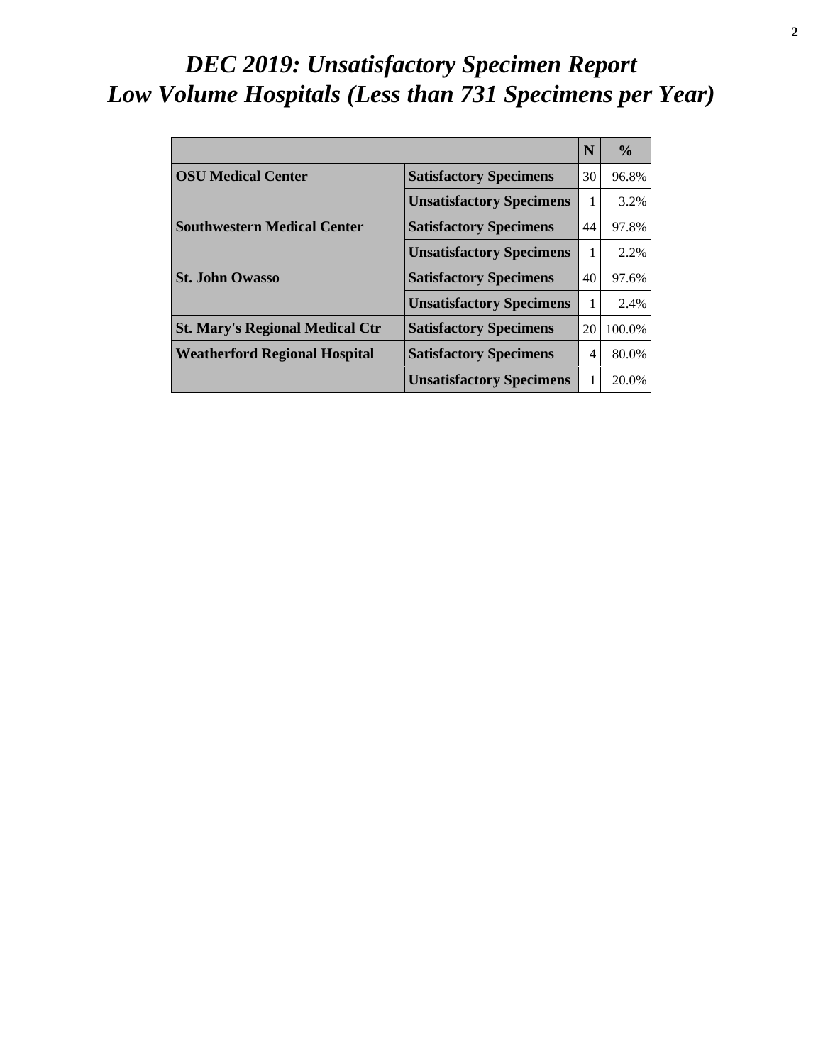# *DEC 2019: Unsatisfactory Specimen Report*
# *Low Volume Hospitals (Less than 731 Specimens per Year)*

| | | N | % |
|---|---|---|---|
| **OSU Medical Center** | **Satisfactory Specimens** | 30 | 96.8% |
| | **Unsatisfactory Specimens** | 1 | 3.2% |
| **Southwestern Medical Center** | **Satisfactory Specimens** | 44 | 97.8% |
| | **Unsatisfactory Specimens** | 1 | 2.2% |
| **St. John Owasso** | **Satisfactory Specimens** | 40 | 97.6% |
| | **Unsatisfactory Specimens** | 1 | 2.4% |
| **St. Mary's Regional Medical Ctr** | **Satisfactory Specimens** | 20 | 100.0% |
| **Weatherford Regional Hospital** | **Satisfactory Specimens** | 4 | 80.0% |
| | **Unsatisfactory Specimens** | 1 | 20.0% |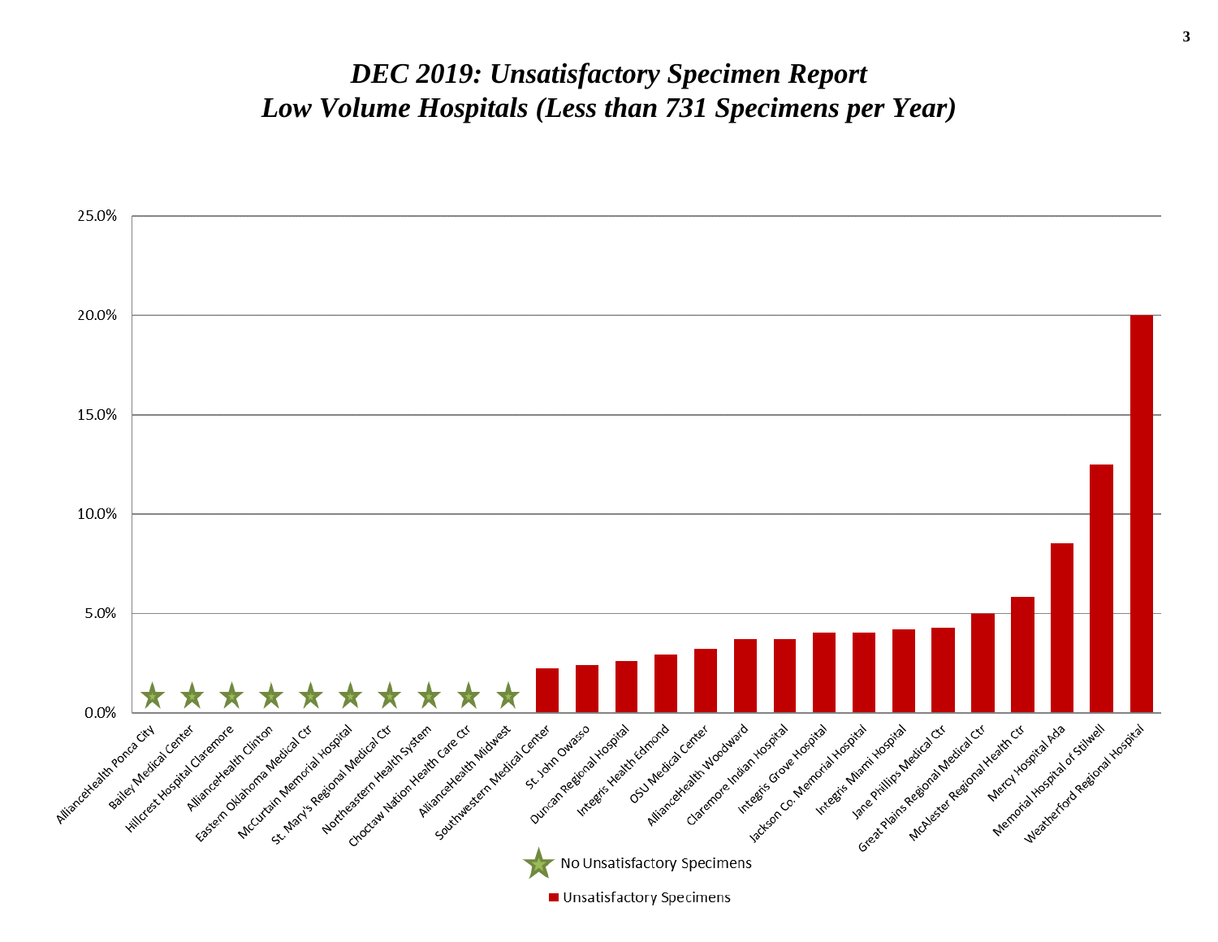# *DEC 2019: Unsatisfactory Specimen Report*
# *Low Volume Hospitals (Less than 731 Specimens per Year)*

25.0%

20.0%

15.0%

10.0%

5.0%

0.0%

AllianceHealth Ponca City
Bailey Medical Center
Hillcrest Hospital Claremore
AllianceHealth Clinton
Eastern Oklahoma Medical Ctr
McCurtain Memorial Hospital
St. Mary's Regional Medical Ctr
Northeastern Health System
Choctaw Nation Health Care Ctr
AllianceHealth Midwest
Southwestern Medical Center
St. John Owasso
Duncan Regional Hospital
Integris Health Edmond
OSU Medical Center
AllianceHealth Woodward
Claremore Indian Hospital
Integris Grove Hospital
Jackson Co. Memorial Hospital
Integris Miami Hospital
Jane Phillips Medical Ctr
Great Plains Regional Medical Ctr
McAlester Regional Health Ctr
Mercy Hospital Ada
Memorial Hospital of Stilwell
Weatherford Regional Hospital

No Unsatisfactory Specimens

Unsatisfactory Specimens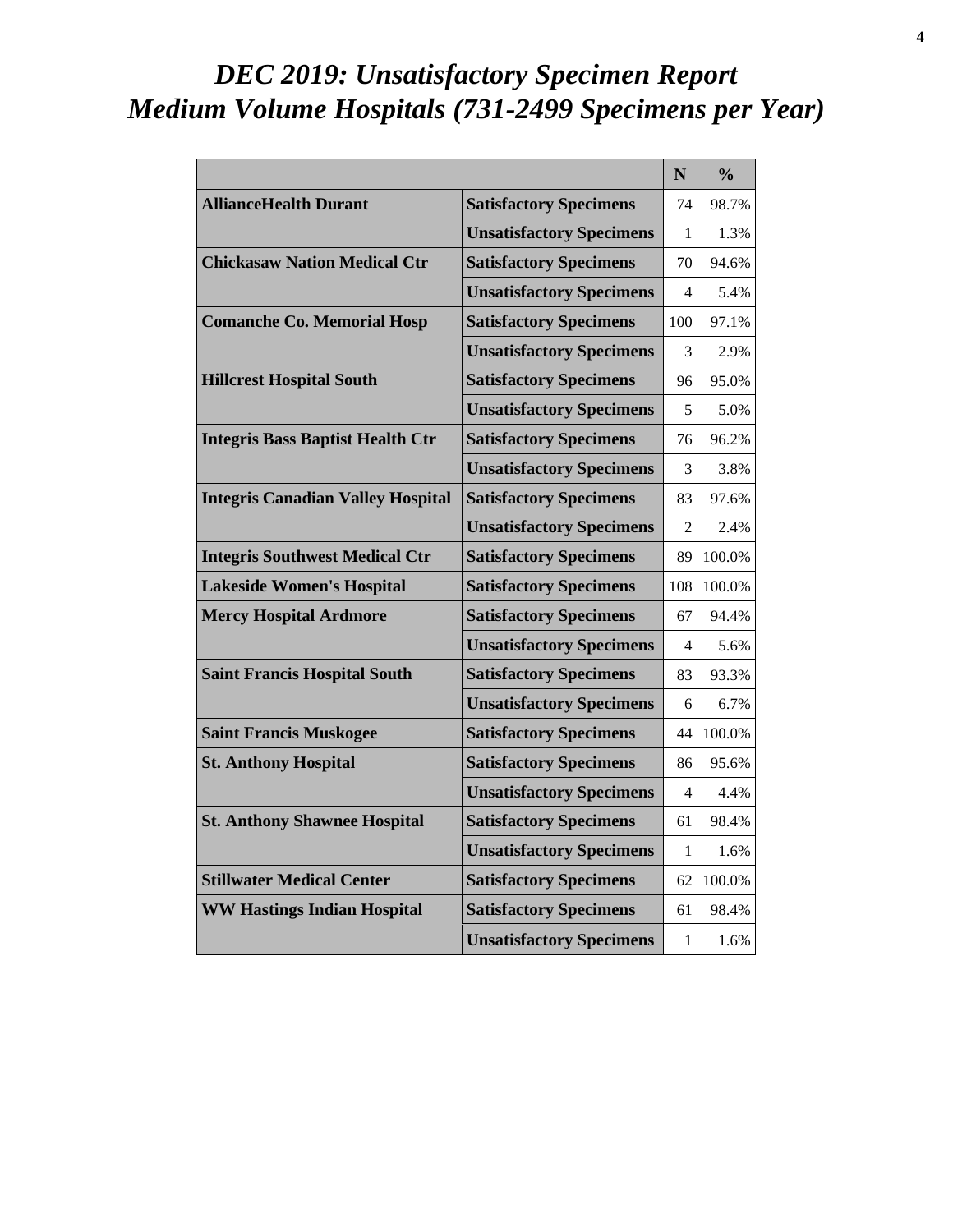# *DEC 2019: Unsatisfactory Specimen Report*
# *Medium Volume Hospitals (731-2499 Specimens per Year)*

| | | N | % |
|---|---|---|---|
| **AllianceHealth Durant** | **Satisfactory Specimens** | 74 | 98.7% |
| | **Unsatisfactory Specimens** | 1 | 1.3% |
| **Chickasaw Nation Medical Ctr** | **Satisfactory Specimens** | 70 | 94.6% |
| | **Unsatisfactory Specimens** | 4 | 5.4% |
| **Comanche Co. Memorial Hosp** | **Satisfactory Specimens** | 100 | 97.1% |
| | **Unsatisfactory Specimens** | 3 | 2.9% |
| **Hillcrest Hospital South** | **Satisfactory Specimens** | 96 | 95.0% |
| | **Unsatisfactory Specimens** | 5 | 5.0% |
| **Integris Bass Baptist Health Ctr** | **Satisfactory Specimens** | 76 | 96.2% |
| | **Unsatisfactory Specimens** | 3 | 3.8% |
| **Integris Canadian Valley Hospital** | **Satisfactory Specimens** | 83 | 97.6% |
| | **Unsatisfactory Specimens** | 2 | 2.4% |
| **Integris Southwest Medical Ctr** | **Satisfactory Specimens** | 89 | 100.0% |
| **Lakeside Women's Hospital** | **Satisfactory Specimens** | 108 | 100.0% |
| **Mercy Hospital Ardmore** | **Satisfactory Specimens** | 67 | 94.4% |
| | **Unsatisfactory Specimens** | 4 | 5.6% |
| **Saint Francis Hospital South** | **Satisfactory Specimens** | 83 | 93.3% |
| | **Unsatisfactory Specimens** | 6 | 6.7% |
| **Saint Francis Muskogee** | **Satisfactory Specimens** | 44 | 100.0% |
| **St. Anthony Hospital** | **Satisfactory Specimens** | 86 | 95.6% |
| | **Unsatisfactory Specimens** | 4 | 4.4% |
| **St. Anthony Shawnee Hospital** | **Satisfactory Specimens** | 61 | 98.4% |
| | **Unsatisfactory Specimens** | 1 | 1.6% |
| **Stillwater Medical Center** | **Satisfactory Specimens** | 62 | 100.0% |
| **WW Hastings Indian Hospital** | **Satisfactory Specimens** | 61 | 98.4% |
| | **Unsatisfactory Specimens** | 1 | 1.6% |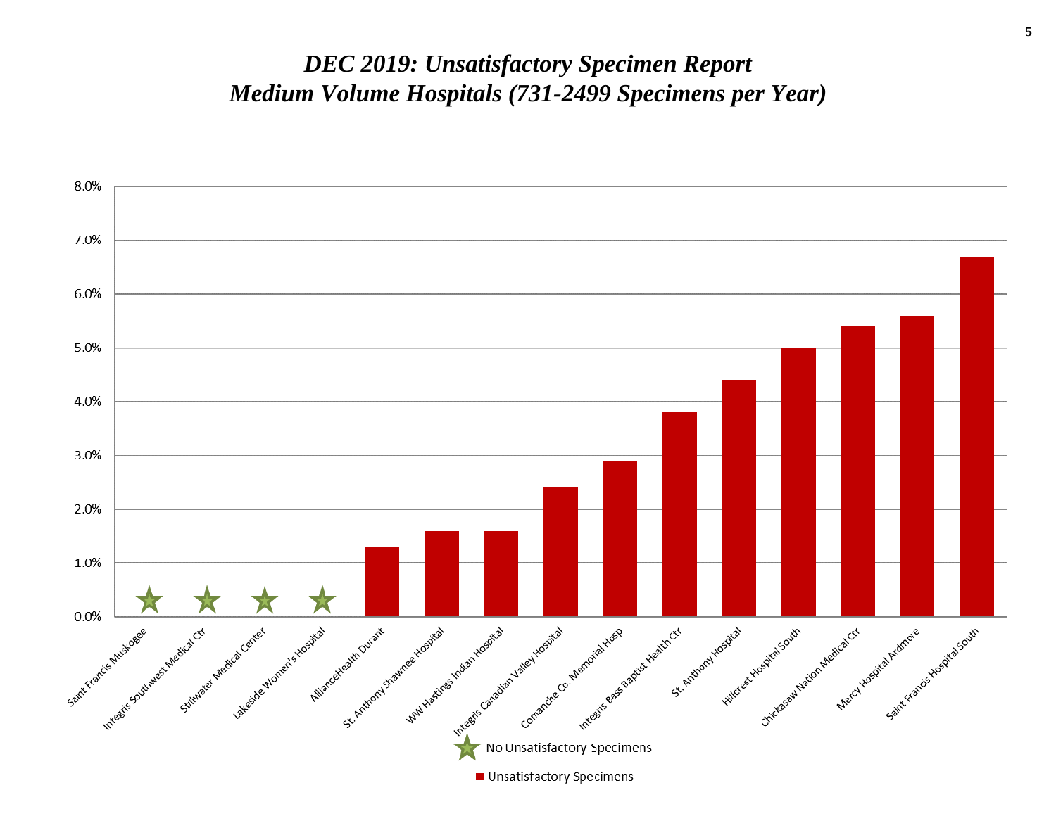# *DEC 2019: Unsatisfactory Specimen Report*
# *Medium Volume Hospitals (731-2499 Specimens per Year)*

| Hospital | Unsatisfactory Specimens |
|---|---|
| Saint Francis Muskogee | ★ No Unsatisfactory Specimens |
| Integris Southwest Medical Ctr | ★ No Unsatisfactory Specimens |
| Stillwater Medical Center | ★ No Unsatisfactory Specimens |
| Lakeside Women's Hospital | ★ No Unsatisfactory Specimens |
| AllianceHealth Durant | 1.3% |
| St. Anthony Shawnee Hospital | 1.6% |
| WW Hastings Indian Hospital | 1.6% |
| Integris Canadian Valley Hospital | 2.4% |
| Comanche Co. Memorial Hosp | 2.9% |
| Integris Bass Baptist Health Ctr | 3.8% |
| St. Anthony Hospital | 4.4% |
| Hillcrest Hospital South | 5.0% |
| Chickasaw Nation Medical Ctr | 5.4% |
| Mercy Hospital Ardmore | 5.6% |
| Saint Francis Hospital South | 6.7% |

★ No Unsatisfactory Specimens

■ Unsatisfactory Specimens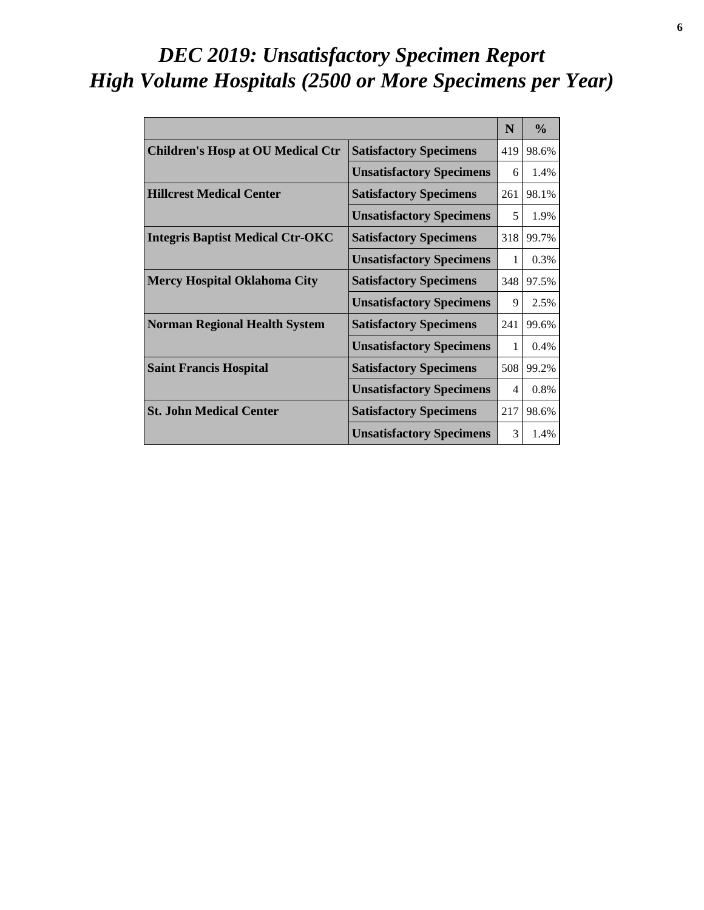# *DEC 2019: Unsatisfactory Specimen Report*
# *High Volume Hospitals (2500 or More Specimens per Year)*

| | | N | % |
|---|---|---|---|
| **Children's Hosp at OU Medical Ctr** | **Satisfactory Specimens** | 419 | 98.6% |
| | **Unsatisfactory Specimens** | 6 | 1.4% |
| **Hillcrest Medical Center** | **Satisfactory Specimens** | 261 | 98.1% |
| | **Unsatisfactory Specimens** | 5 | 1.9% |
| **Integris Baptist Medical Ctr-OKC** | **Satisfactory Specimens** | 318 | 99.7% |
| | **Unsatisfactory Specimens** | 1 | 0.3% |
| **Mercy Hospital Oklahoma City** | **Satisfactory Specimens** | 348 | 97.5% |
| | **Unsatisfactory Specimens** | 9 | 2.5% |
| **Norman Regional Health System** | **Satisfactory Specimens** | 241 | 99.6% |
| | **Unsatisfactory Specimens** | 1 | 0.4% |
| **Saint Francis Hospital** | **Satisfactory Specimens** | 508 | 99.2% |
| | **Unsatisfactory Specimens** | 4 | 0.8% |
| **St. John Medical Center** | **Satisfactory Specimens** | 217 | 98.6% |
| | **Unsatisfactory Specimens** | 3 | 1.4% |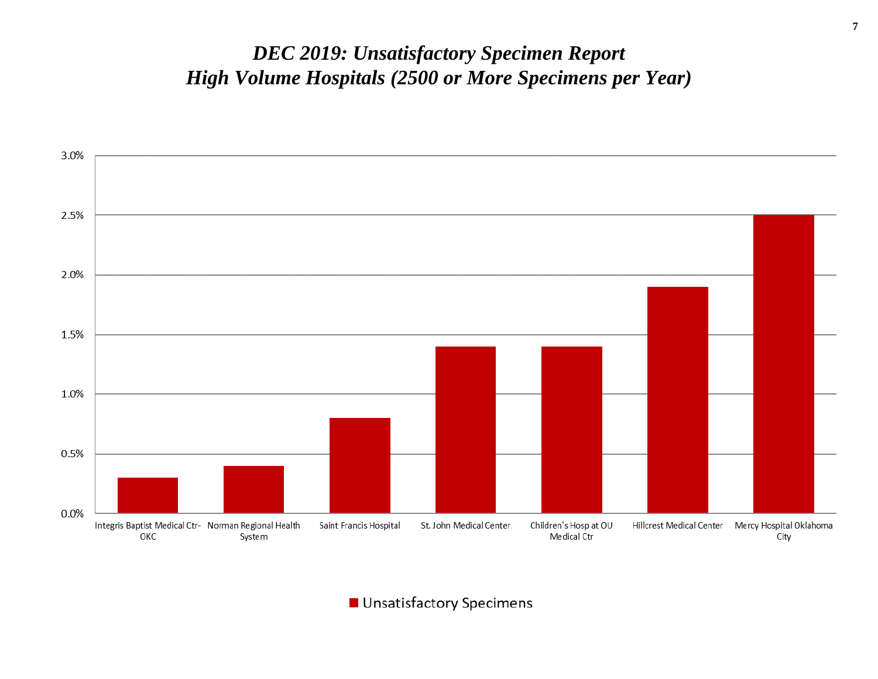# *DEC 2019: Unsatisfactory Specimen Report*
# *High Volume Hospitals (2500 or More Specimens per Year)*

3.0%
2.5%
2.0%
1.5%
1.0%
0.5%
0.0%

Integris Baptist Medical Ctr-OKC
Norman Regional Health System
Saint Francis Hospital
St. John Medical Center
Children's Hosp at OU Medical Ctr
Hillcrest Medical Center
Mercy Hospital Oklahoma City

Unsatisfactory Specimens